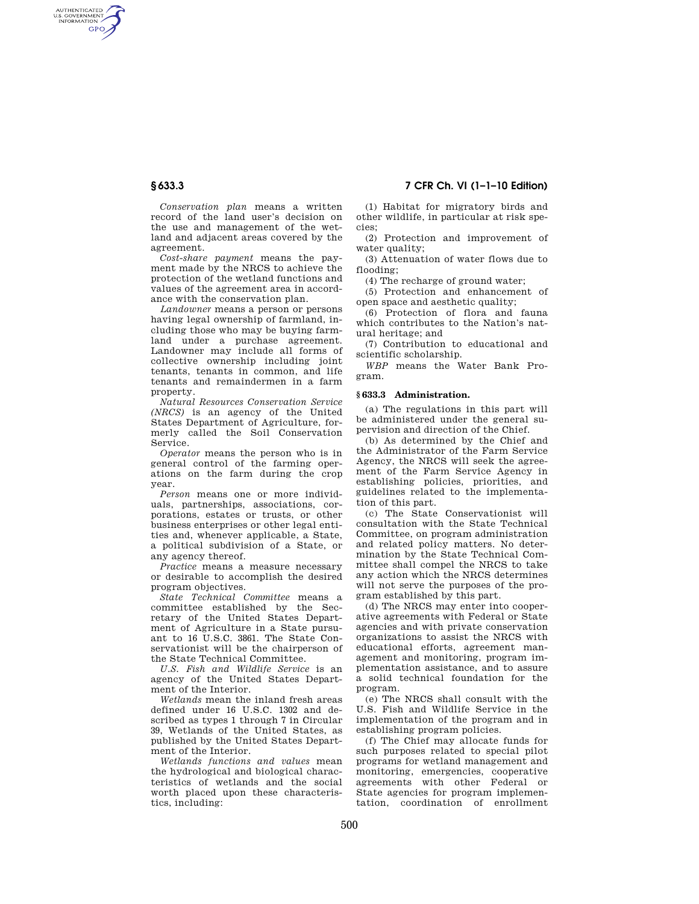*Conservation plan* means a written record of the land user's decision on the use and management of the wetland and adjacent areas covered by the agreement.

*Cost-share payment* means the payment made by the NRCS to achieve the protection of the wetland functions and values of the agreement area in accordance with the conservation plan.

*Landowner* means a person or persons having legal ownership of farmland, including those who may be buying farmland under a purchase agreement. Landowner may include all forms of collective ownership including joint tenants, tenants in common, and life tenants and remaindermen in a farm property.

*Natural Resources Conservation Service (NRCS)* is an agency of the United States Department of Agriculture, formerly called the Soil Conservation Service.

*Operator* means the person who is in general control of the farming operations on the farm during the crop year.

*Person* means one or more individuals, partnerships, associations, corporations, estates or trusts, or other business enterprises or other legal entities and, whenever applicable, a State, a political subdivision of a State, or any agency thereof.

*Practice* means a measure necessary or desirable to accomplish the desired program objectives.

*State Technical Committee* means a committee established by the Secretary of the United States Department of Agriculture in a State pursuant to 16 U.S.C. 3861. The State Conservationist will be the chairperson of the State Technical Committee.

*U.S. Fish and Wildlife Service* is an agency of the United States Department of the Interior.

*Wetlands* mean the inland fresh areas defined under 16 U.S.C. 1302 and described as types 1 through 7 in Circular 39, Wetlands of the United States, as published by the United States Department of the Interior.

*Wetlands functions and values* mean the hydrological and biological characteristics of wetlands and the social worth placed upon these characteristics, including:

(1) Habitat for migratory birds and other wildlife, in particular at risk species;

(2) Protection and improvement of water quality;

(3) Attenuation of water flows due to flooding;

(4) The recharge of ground water;

(5) Protection and enhancement of open space and aesthetic quality;

(6) Protection of flora and fauna which contributes to the Nation's natural heritage; and

(7) Contribution to educational and scientific scholarship.

*WBP* means the Water Bank Program.

## § 633.3 Administration.

(a) The regulations in this part will be administered under the general supervision and direction of the Chief.

(b) As determined by the Chief and the Administrator of the Farm Service Agency, the NRCS will seek the agreement of the Farm Service Agency in establishing policies, priorities, and guidelines related to the implementation of this part.

(c) The State Conservationist will consultation with the State Technical Committee, on program administration and related policy matters. No determination by the State Technical Committee shall compel the NRCS to take any action which the NRCS determines will not serve the purposes of the program established by this part.

(d) The NRCS may enter into cooperative agreements with Federal or State agencies and with private conservation organizations to assist the NRCS with educational efforts, agreement management and monitoring, program implementation assistance, and to assure a solid technical foundation for the program.

(e) The NRCS shall consult with the U.S. Fish and Wildlife Service in the implementation of the program and in establishing program policies.

(f) The Chief may allocate funds for such purposes related to special pilot programs for wetland management and monitoring, emergencies, cooperative agreements with other Federal or State agencies for program implementation, coordination of enrollment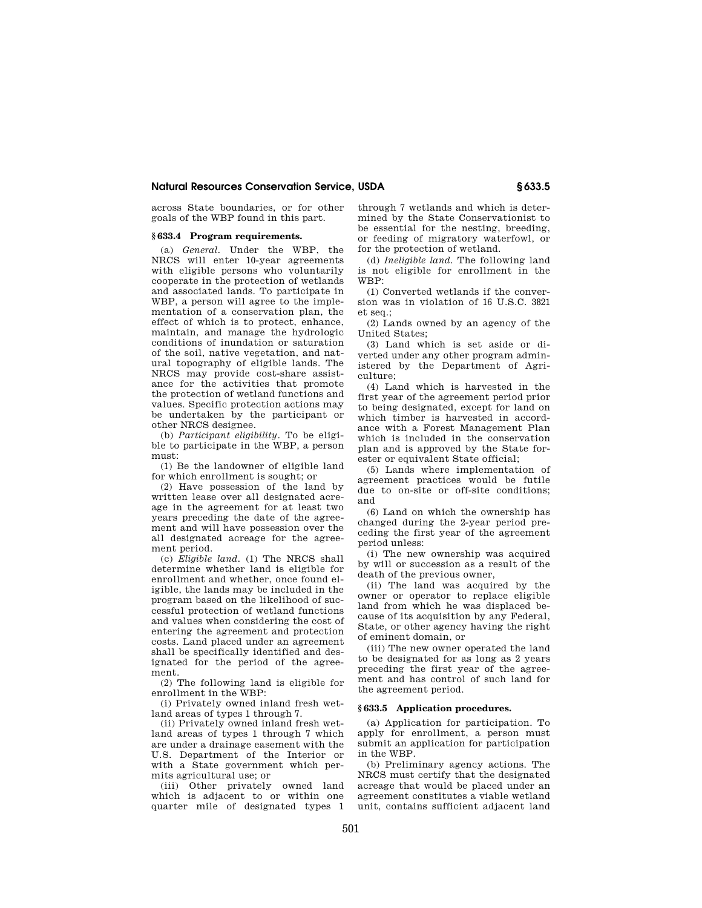across State boundaries, or for other goals of the WBP found in this part.

### § 633.4 Program requirements.

(a) *General*. Under the WBP, the NRCS will enter 10-year agreements with eligible persons who voluntarily cooperate in the protection of wetlands and associated lands. To participate in WBP, a person will agree to the implementation of a conservation plan, the effect of which is to protect, enhance, maintain, and manage the hydrologic conditions of inundation or saturation of the soil, native vegetation, and natural topography of eligible lands. The NRCS may provide cost-share assistance for the activities that promote the protection of wetland functions and values. Specific protection actions may be undertaken by the participant or other NRCS designee.

(b) *Participant eligibility*. To be eligible to participate in the WBP, a person must:

(1) Be the landowner of eligible land for which enrollment is sought; or

(2) Have possession of the land by written lease over all designated acreage in the agreement for at least two years preceding the date of the agreement and will have possession over the all designated acreage for the agreement period.

(c) *Eligible land*. (1) The NRCS shall determine whether land is eligible for enrollment and whether, once found eligible, the lands may be included in the program based on the likelihood of successful protection of wetland functions and values when considering the cost of entering the agreement and protection costs. Land placed under an agreement shall be specifically identified and designated for the period of the agreement.

(2) The following land is eligible for enrollment in the WBP:

(i) Privately owned inland fresh wetland areas of types 1 through 7.

(ii) Privately owned inland fresh wetland areas of types 1 through 7 which are under a drainage easement with the U.S. Department of the Interior or with a State government which permits agricultural use; or

(iii) Other privately owned land which is adjacent to or within one quarter mile of designated types 1 through 7 wetlands and which is determined by the State Conservationist to be essential for the nesting, breeding, or feeding of migratory waterfowl, or for the protection of wetland.

(d) *Ineligible land*. The following land is not eligible for enrollment in the WBP:

(1) Converted wetlands if the conversion was in violation of 16 U.S.C. 3821 et seq.;

(2) Lands owned by an agency of the United States;

(3) Land which is set aside or diverted under any other program administered by the Department of Agriculture;

(4) Land which is harvested in the first year of the agreement period prior to being designated, except for land on which timber is harvested in accordance with a Forest Management Plan which is included in the conservation plan and is approved by the State forester or equivalent State official;

(5) Lands where implementation of agreement practices would be futile due to on-site or off-site conditions; and

(6) Land on which the ownership has changed during the 2-year period preceding the first year of the agreement period unless:

(i) The new ownership was acquired by will or succession as a result of the death of the previous owner,

(ii) The land was acquired by the owner or operator to replace eligible land from which he was displaced because of its acquisition by any Federal, State, or other agency having the right of eminent domain, or

(iii) The new owner operated the land to be designated for as long as 2 years preceding the first year of the agreement and has control of such land for the agreement period.

### § 633.5 Application procedures.

(a) Application for participation. To apply for enrollment, a person must submit an application for participation in the WBP.

(b) Preliminary agency actions. The NRCS must certify that the designated acreage that would be placed under an agreement constitutes a viable wetland unit, contains sufficient adjacent land